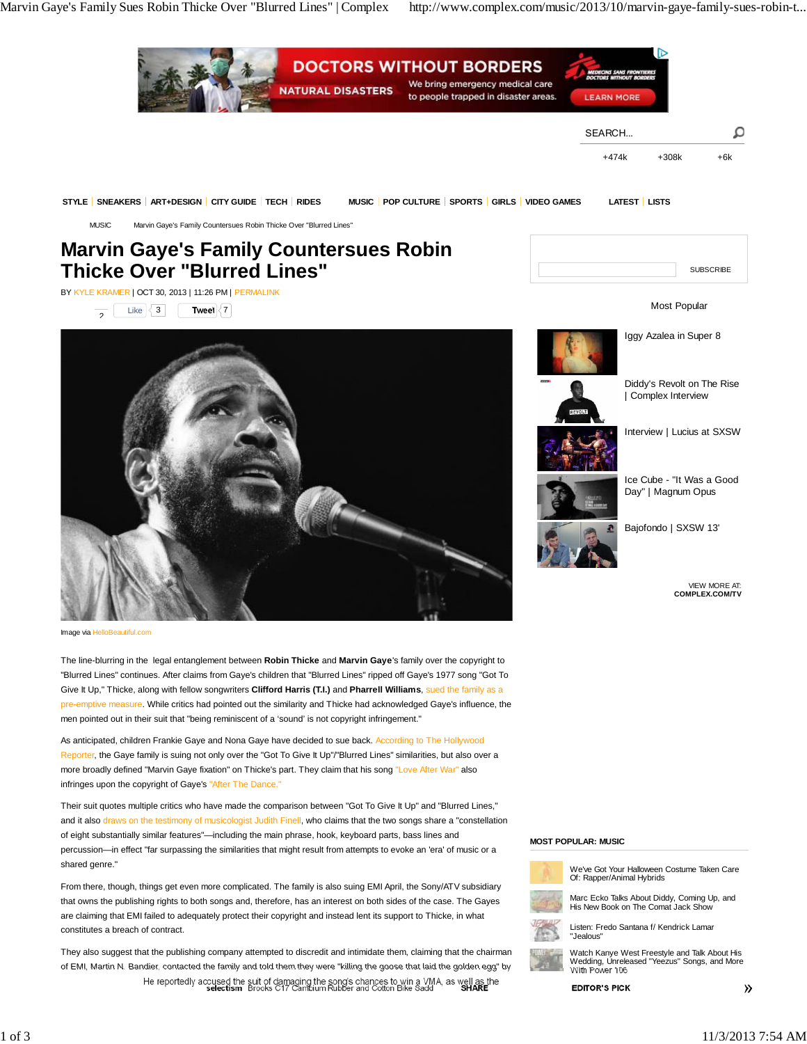MUSIC Marvin Gaye's Family Countersues Robin Thicke Over "Blurred Lines"

# Marvin Gaye's Family Countersues Robin Thicke Over "Blurred Lines"

BY KYLE KRAMER | OCT 30, 2013 | 11:26 PM | PERMALINK

Image via HelloBeautiful.com

The line-blurring in the legal entanglement between **Robin Thicke** and **Marvin Gaye**'s family over the copyright to "Blurred Lines" continues. After claims from Gaye's children that "Blurred Lines" ripped off Gaye's 1977 song "Got To Give It Up," Thicke, along with fellow songwriters **Clifford Harris (T.I.)** and **Pharrell Williams**, sued the family as a pre-emptive measure. While critics had pointed out the similarity and Thicke had acknowledged Gaye's influence, the men pointed out in their suit that "being reminiscent of a 'sound' is not copyright infringement."

As anticipated, children Frankie Gaye and Nona Gaye have decided to sue back. According to The Hollywood Reporter, the Gaye family is suing not only over the "Got To Give It Up"/"Blurred Lines" similarities, but also over a more broadly defined "Marvin Gaye fixation" on Thicke's part. They claim that his song "Love After War" also infringes upon the copyright of Gaye's "After The Dance."

Their suit quotes multiple critics who have made the comparison between "Got To Give It Up" and "Blurred Lines," and it also draws on the testimony of musicologist Judith Finell, who claims that the two songs share a "constellation of eight substantially similar features"—including the main phrase, hook, keyboard parts, bass lines and percussion—in effect "far surpassing the similarities that might result from attempts to evoke an 'era' of music or a shared genre."

From there, though, things get even more complicated. The family is also suing EMI April, the Sony/ATV subsidiary that owns the publishing rights to both songs and, therefore, has an interest on both sides of the case. The Gayes are claiming that EMI failed to adequately protect their copyright and instead lent its support to Thicke, in what constitutes a breach of contract.

They also suggest that the publishing company attempted to discredit and intimidate them, claiming that the chairman of EMI, Martin N. Bandier, contacted the family and told them they were "killing the goose that laid the golden egg" by He reportedly accused the suit of damaging the song's chances to win a VMA, as well as the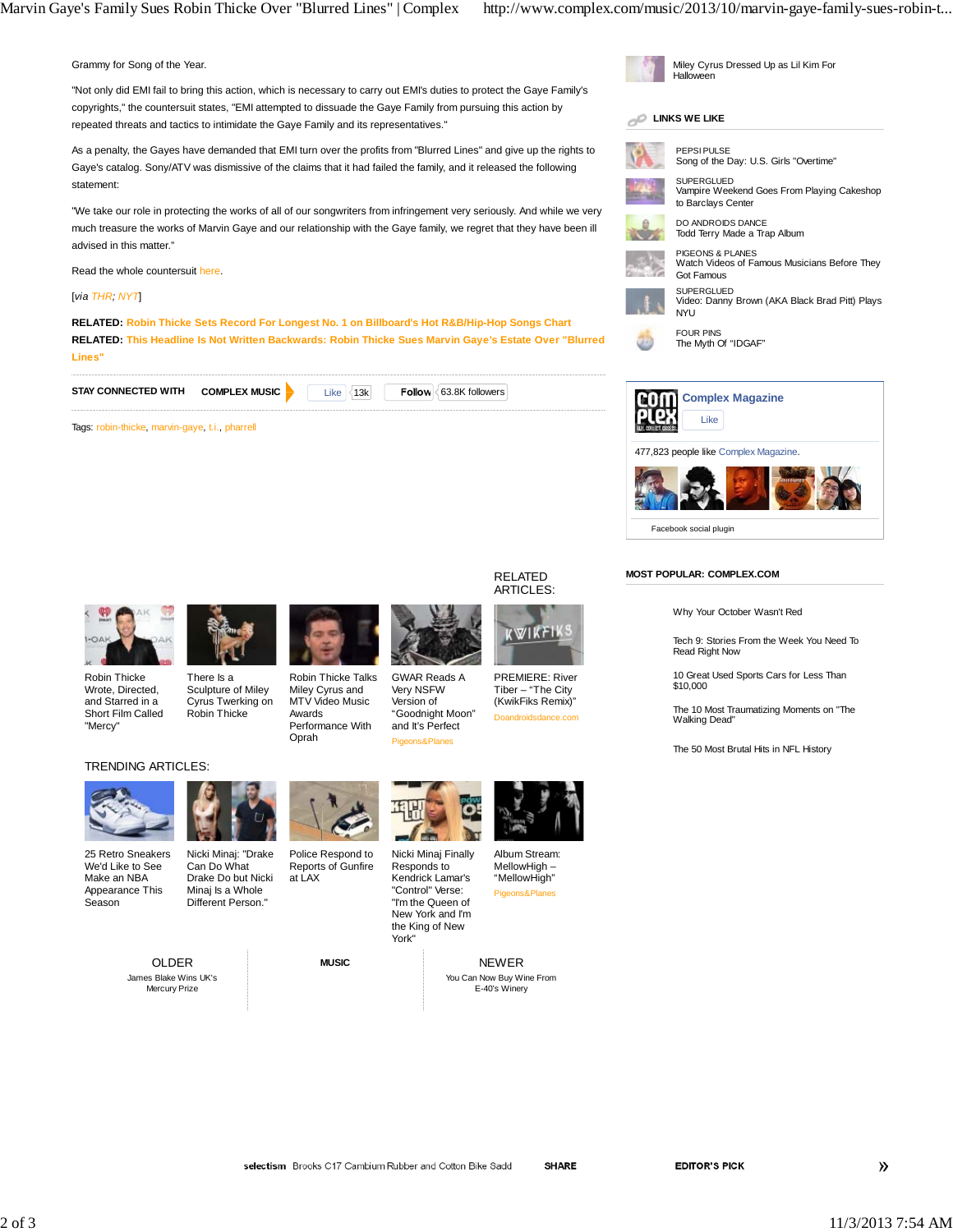Grammy for Song of the Year.

"Not only did EMI fail to bring this action, which is necessary to carry out EMI's duties to protect the Gaye Family's copyrights," the countersuit states, "EMI attempted to dissuade the Gaye Family from pursuing this action by repeated threats and tactics to intimidate the Gaye Family and its representatives."

As a penalty, the Gayes have demanded that EMI turn over the profits from "Blurred Lines" and give up the rights to Gaye's catalog. Sony/ATV was dismissive of the claims that it had failed the family, and it released the following statement:

"We take our role in protecting the works of all of our songwriters from infringement very seriously. And while we very much treasure the works of Marvin Gaye and our relationship with the Gaye family, we regret that they have been ill advised in this matter."

Read the whole countersuit here.

[*via* THR; NYT]

**RELATED: Robin Thicke Sets Record For Longest No. 1 on Billboard's Hot R&B/Hip-Hop Songs Chart**
**RELATED: This Headline Is Not Written Backwards: Robin Thicke Sues Marvin Gaye's Estate Over "Blurred Lines"**

STAY CONNECTED WITH COMPLEX MUSIC Like 13k Follow 63.8K followers

Tags: robin-thicke, marvin-gaye, t.i., pharrell

RELATED ARTICLES:

- Robin Thicke Wrote, Directed, and Starred in a Short Film Called "Mercy"
- There Is a Sculpture of Miley Cyrus Twerking on Robin Thicke
- Robin Thicke Talks Miley Cyrus and MTV Video Music Awards Performance With Oprah
- GWAR Reads A Very NSFW Version of "Goodnight Moon" and It's Perfect — Pigeons&Planes
- PREMIERE: River Tiber – "The City (KwikFiks Remix)" — Doandroidsdance.com

TRENDING ARTICLES:

- 25 Retro Sneakers We'd Like to See Make an NBA Appearance This Season
- Nicki Minaj: "Drake Can Do What Drake Do but Nicki Minaj Is a Whole Different Person."
- Police Respond to Reports of Gunfire at LAX
- Nicki Minaj Finally Responds to Kendrick Lamar's "Control" Verse: "I'm the Queen of New York and I'm the King of New York"
- Album Stream: MellowHigh – "MellowHigh" — Pigeons&Planes

OLDER
James Blake Wins UK's Mercury Prize

MUSIC

NEWER
You Can Now Buy Wine From E-40's Winery

Miley Cyrus Dressed Up as Lil Kim For Halloween

**LINKS WE LIKE**

- PEPSI PULSE — Song of the Day: U.S. Girls "Overtime"
- SUPERGLUED — Vampire Weekend Goes From Playing Cakeshop to Barclays Center
- DO ANDROIDS DANCE — Todd Terry Made a Trap Album
- PIGEONS & PLANES — Watch Videos of Famous Musicians Before They Got Famous
- SUPERGLUED — Video: Danny Brown (AKA Black Brad Pitt) Plays NYU
- FOUR PINS — The Myth Of "IDGAF"

Complex Magazine
Like
477,823 people like Complex Magazine.
Facebook social plugin

**MOST POPULAR: COMPLEX.COM**

- Why Your October Wasn't Red
- Tech 9: Stories From the Week You Need To Read Right Now
- 10 Great Used Sports Cars for Less Than $10,000
- The 10 Most Traumatizing Moments on "The Walking Dead"
- The 50 Most Brutal Hits in NFL History

selectism Brooks C17 Cambium Rubber and Cotton Bike Sadd SHARE EDITOR'S PICK